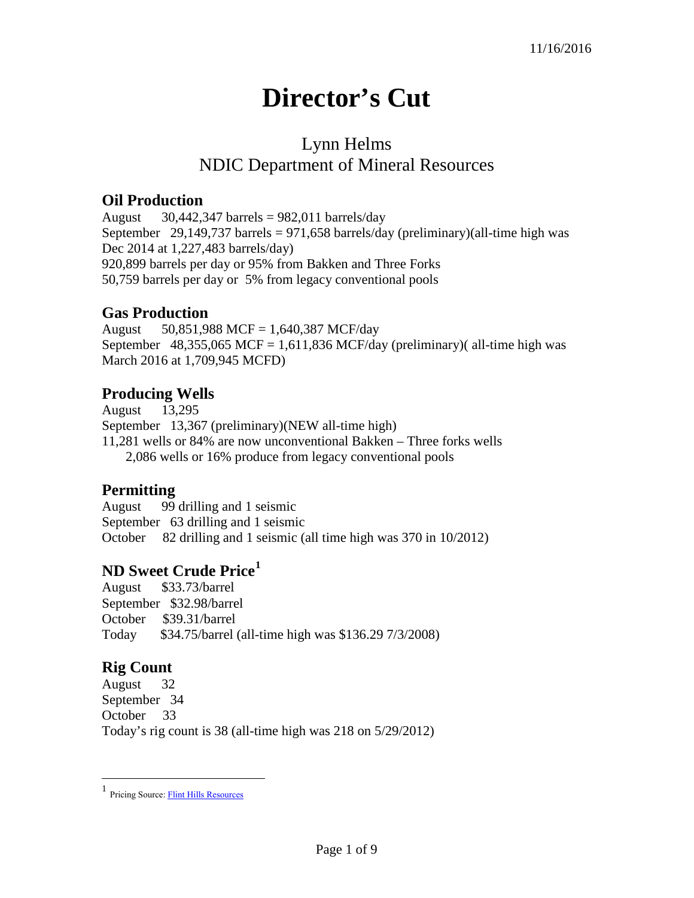11/16/2016

# Director's Cut

Lynn Helms
NDIC Department of Mineral Resources

## Oil Production

August 30,442,347 barrels = 982,011 barrels/day
September 29,149,737 barrels = 971,658 barrels/day (preliminary)(all-time high was Dec 2014 at 1,227,483 barrels/day)
920,899 barrels per day or 95% from Bakken and Three Forks
50,759 barrels per day or 5% from legacy conventional pools

## Gas Production

August 50,851,988 MCF = 1,640,387 MCF/day
September 48,355,065 MCF = 1,611,836 MCF/day (preliminary)( all-time high was March 2016 at 1,709,945 MCFD)

## Producing Wells

August 13,295
September 13,367 (preliminary)(NEW all-time high)
11,281 wells or 84% are now unconventional Bakken – Three forks wells
2,086 wells or 16% produce from legacy conventional pools

## Permitting

August 99 drilling and 1 seismic
September 63 drilling and 1 seismic
October 82 drilling and 1 seismic (all time high was 370 in 10/2012)

## ND Sweet Crude Price[1]

August $33.73/barrel
September $32.98/barrel
October $39.31/barrel
Today $34.75/barrel (all-time high was $136.29 7/3/2008)

## Rig Count

August 32
September 34
October 33
Today's rig count is 38 (all-time high was 218 on 5/29/2012)

[1] Pricing Source: Flint Hills Resources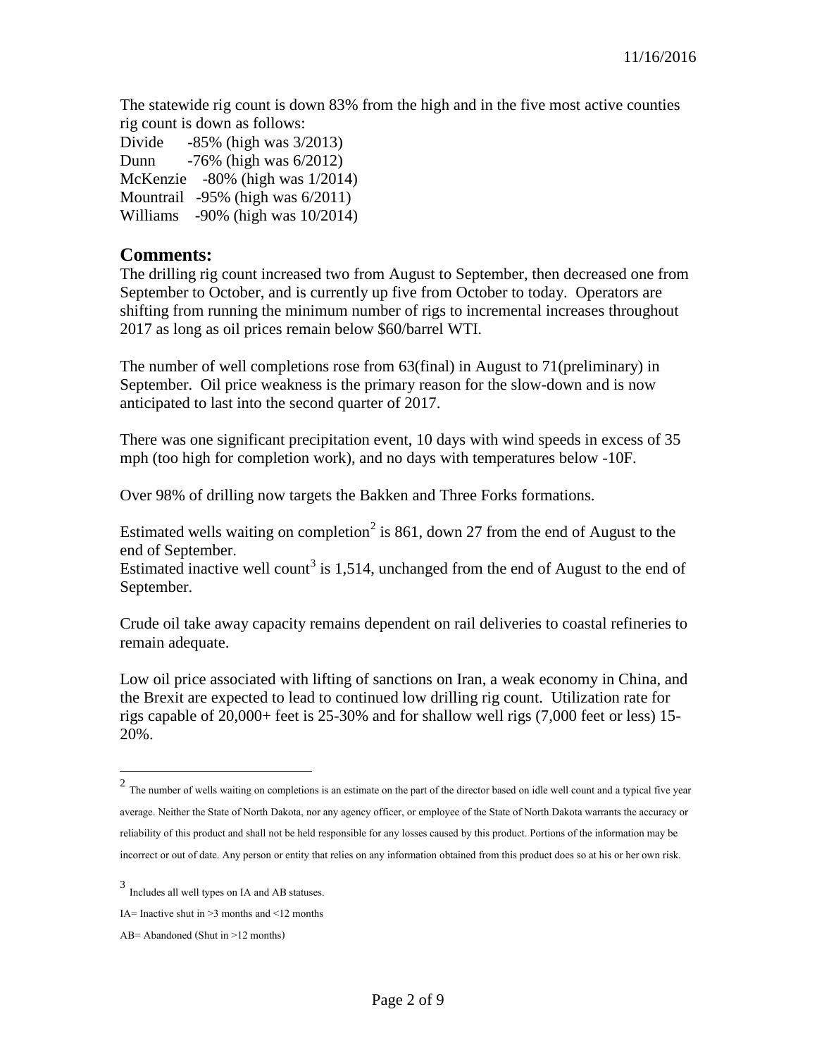The statewide rig count is down 83% from the high and in the five most active counties rig count is down as follows:

Divide -85% (high was 3/2013)
Dunn -76% (high was 6/2012)
McKenzie -80% (high was 1/2014)
Mountrail -95% (high was 6/2011)
Williams -90% (high was 10/2014)

## Comments:

The drilling rig count increased two from August to September, then decreased one from September to October, and is currently up five from October to today. Operators are shifting from running the minimum number of rigs to incremental increases throughout 2017 as long as oil prices remain below $60/barrel WTI.

The number of well completions rose from 63(final) in August to 71(preliminary) in September. Oil price weakness is the primary reason for the slow-down and is now anticipated to last into the second quarter of 2017.

There was one significant precipitation event, 10 days with wind speeds in excess of 35 mph (too high for completion work), and no days with temperatures below -10F.

Over 98% of drilling now targets the Bakken and Three Forks formations.

Estimated wells waiting on completion[2] is 861, down 27 from the end of August to the end of September.
Estimated inactive well count[3] is 1,514, unchanged from the end of August to the end of September.

Crude oil take away capacity remains dependent on rail deliveries to coastal refineries to remain adequate.

Low oil price associated with lifting of sanctions on Iran, a weak economy in China, and the Brexit are expected to lead to continued low drilling rig count. Utilization rate for rigs capable of 20,000+ feet is 25-30% and for shallow well rigs (7,000 feet or less) 15-20%.

---

[2] The number of wells waiting on completions is an estimate on the part of the director based on idle well count and a typical five year average. Neither the State of North Dakota, nor any agency officer, or employee of the State of North Dakota warrants the accuracy or reliability of this product and shall not be held responsible for any losses caused by this product. Portions of the information may be incorrect or out of date. Any person or entity that relies on any information obtained from this product does so at his or her own risk.

[3] Includes all well types on IA and AB statuses.

IA= Inactive shut in >3 months and <12 months

AB= Abandoned (Shut in >12 months)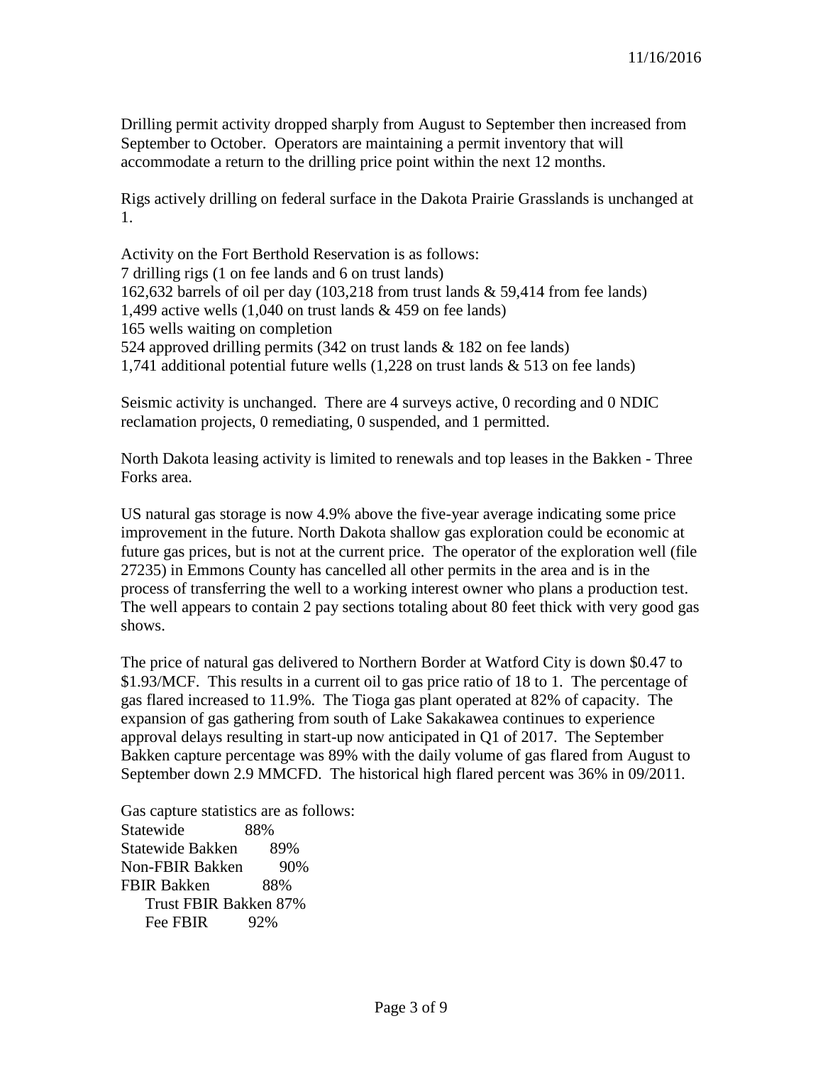Drilling permit activity dropped sharply from August to September then increased from September to October. Operators are maintaining a permit inventory that will accommodate a return to the drilling price point within the next 12 months.

Rigs actively drilling on federal surface in the Dakota Prairie Grasslands is unchanged at 1.

Activity on the Fort Berthold Reservation is as follows:
7 drilling rigs (1 on fee lands and 6 on trust lands)
162,632 barrels of oil per day (103,218 from trust lands & 59,414 from fee lands)
1,499 active wells (1,040 on trust lands & 459 on fee lands)
165 wells waiting on completion
524 approved drilling permits (342 on trust lands & 182 on fee lands)
1,741 additional potential future wells (1,228 on trust lands & 513 on fee lands)

Seismic activity is unchanged. There are 4 surveys active, 0 recording and 0 NDIC reclamation projects, 0 remediating, 0 suspended, and 1 permitted.

North Dakota leasing activity is limited to renewals and top leases in the Bakken - Three Forks area.

US natural gas storage is now 4.9% above the five-year average indicating some price improvement in the future. North Dakota shallow gas exploration could be economic at future gas prices, but is not at the current price. The operator of the exploration well (file 27235) in Emmons County has cancelled all other permits in the area and is in the process of transferring the well to a working interest owner who plans a production test. The well appears to contain 2 pay sections totaling about 80 feet thick with very good gas shows.

The price of natural gas delivered to Northern Border at Watford City is down $0.47 to $1.93/MCF. This results in a current oil to gas price ratio of 18 to 1. The percentage of gas flared increased to 11.9%. The Tioga gas plant operated at 82% of capacity. The expansion of gas gathering from south of Lake Sakakawea continues to experience approval delays resulting in start-up now anticipated in Q1 of 2017. The September Bakken capture percentage was 89% with the daily volume of gas flared from August to September down 2.9 MMCFD. The historical high flared percent was 36% in 09/2011.

Gas capture statistics are as follows:

Statewide 88%
Statewide Bakken 89%
Non-FBIR Bakken 90%
FBIR Bakken 88%
 Trust FBIR Bakken 87%
 Fee FBIR 92%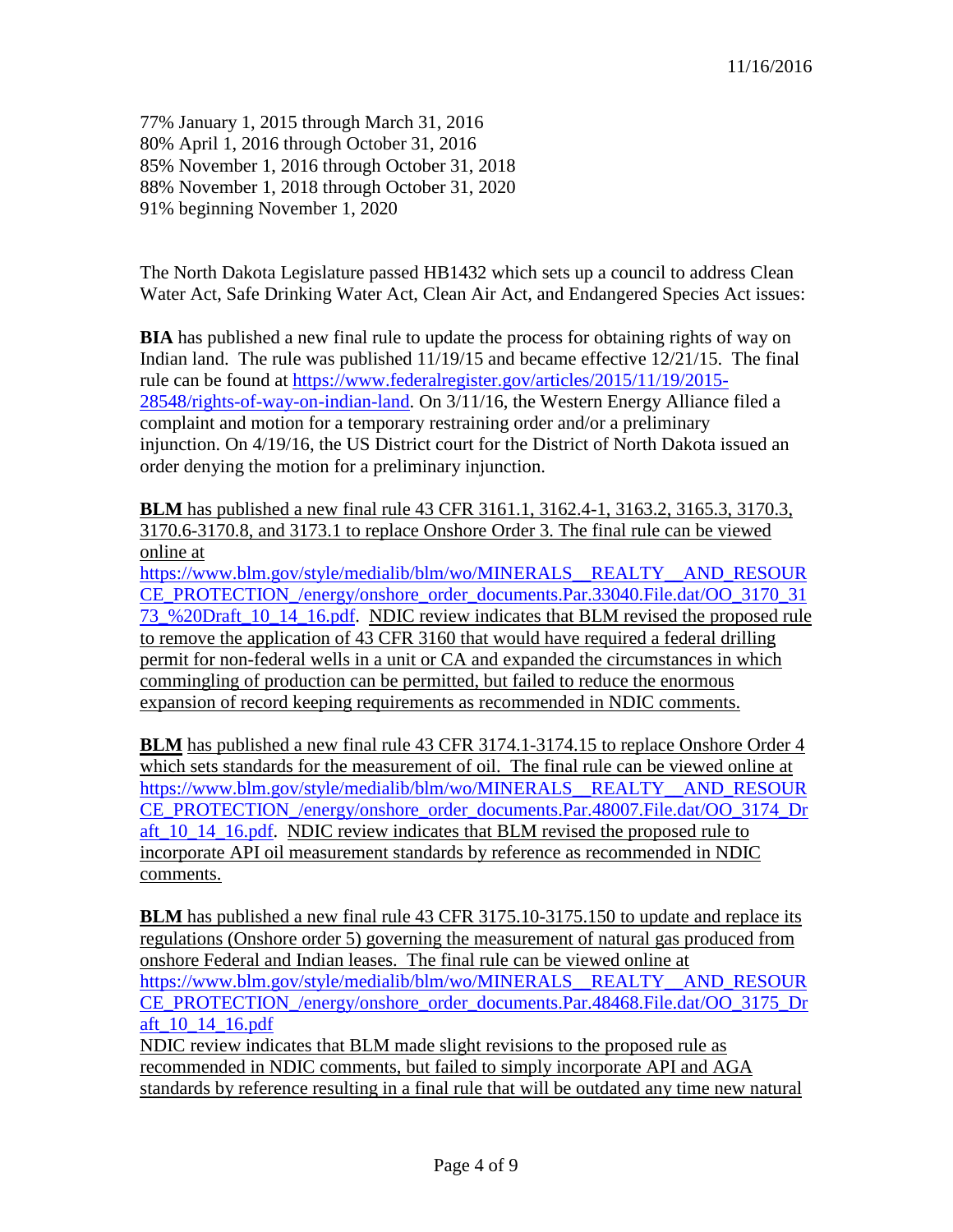77% January 1, 2015 through March 31, 2016
80% April 1, 2016 through October 31, 2016
85% November 1, 2016 through October 31, 2018
88% November 1, 2018 through October 31, 2020
91% beginning November 1, 2020

The North Dakota Legislature passed HB1432 which sets up a council to address Clean Water Act, Safe Drinking Water Act, Clean Air Act, and Endangered Species Act issues:

**BIA** has published a new final rule to update the process for obtaining rights of way on Indian land. The rule was published 11/19/15 and became effective 12/21/15. The final rule can be found at https://www.federalregister.gov/articles/2015/11/19/2015-28548/rights-of-way-on-indian-land. On 3/11/16, the Western Energy Alliance filed a complaint and motion for a temporary restraining order and/or a preliminary injunction. On 4/19/16, the US District court for the District of North Dakota issued an order denying the motion for a preliminary injunction.

**BLM** has published a new final rule 43 CFR 3161.1, 3162.4-1, 3163.2, 3165.3, 3170.3, 3170.6-3170.8, and 3173.1 to replace Onshore Order 3. The final rule can be viewed online at https://www.blm.gov/style/medialib/blm/wo/MINERALS__REALTY__AND_RESOURCE_PROTECTION_/energy/onshore_order_documents.Par.33040.File.dat/OO_3170_3173_%20Draft_10_14_16.pdf. NDIC review indicates that BLM revised the proposed rule to remove the application of 43 CFR 3160 that would have required a federal drilling permit for non-federal wells in a unit or CA and expanded the circumstances in which commingling of production can be permitted, but failed to reduce the enormous expansion of record keeping requirements as recommended in NDIC comments.

**BLM** has published a new final rule 43 CFR 3174.1-3174.15 to replace Onshore Order 4 which sets standards for the measurement of oil. The final rule can be viewed online at https://www.blm.gov/style/medialib/blm/wo/MINERALS__REALTY__AND_RESOURCE_PROTECTION_/energy/onshore_order_documents.Par.48007.File.dat/OO_3174_Draft_10_14_16.pdf. NDIC review indicates that BLM revised the proposed rule to incorporate API oil measurement standards by reference as recommended in NDIC comments.

**BLM** has published a new final rule 43 CFR 3175.10-3175.150 to update and replace its regulations (Onshore order 5) governing the measurement of natural gas produced from onshore Federal and Indian leases. The final rule can be viewed online at https://www.blm.gov/style/medialib/blm/wo/MINERALS__REALTY__AND_RESOURCE_PROTECTION_/energy/onshore_order_documents.Par.48468.File.dat/OO_3175_Draft_10_14_16.pdf
NDIC review indicates that BLM made slight revisions to the proposed rule as recommended in NDIC comments, but failed to simply incorporate API and AGA standards by reference resulting in a final rule that will be outdated any time new natural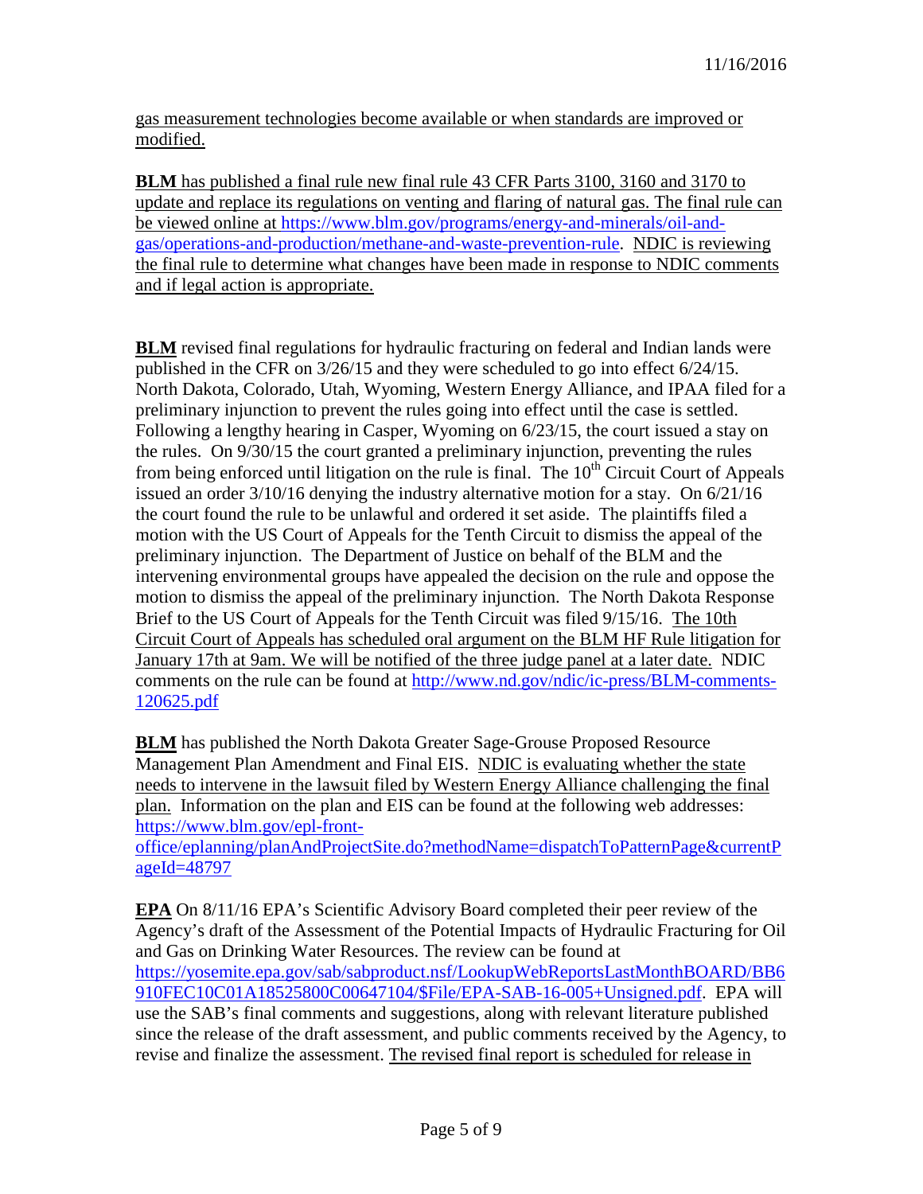gas measurement technologies become available or when standards are improved or modified.

**BLM** has published a final rule new final rule 43 CFR Parts 3100, 3160 and 3170 to update and replace its regulations on venting and flaring of natural gas. The final rule can be viewed online at https://www.blm.gov/programs/energy-and-minerals/oil-and-gas/operations-and-production/methane-and-waste-prevention-rule. NDIC is reviewing the final rule to determine what changes have been made in response to NDIC comments and if legal action is appropriate.

**BLM** revised final regulations for hydraulic fracturing on federal and Indian lands were published in the CFR on 3/26/15 and they were scheduled to go into effect 6/24/15. North Dakota, Colorado, Utah, Wyoming, Western Energy Alliance, and IPAA filed for a preliminary injunction to prevent the rules going into effect until the case is settled. Following a lengthy hearing in Casper, Wyoming on 6/23/15, the court issued a stay on the rules. On 9/30/15 the court granted a preliminary injunction, preventing the rules from being enforced until litigation on the rule is final. The 10th Circuit Court of Appeals issued an order 3/10/16 denying the industry alternative motion for a stay. On 6/21/16 the court found the rule to be unlawful and ordered it set aside. The plaintiffs filed a motion with the US Court of Appeals for the Tenth Circuit to dismiss the appeal of the preliminary injunction. The Department of Justice on behalf of the BLM and the intervening environmental groups have appealed the decision on the rule and oppose the motion to dismiss the appeal of the preliminary injunction. The North Dakota Response Brief to the US Court of Appeals for the Tenth Circuit was filed 9/15/16. The 10th Circuit Court of Appeals has scheduled oral argument on the BLM HF Rule litigation for January 17th at 9am. We will be notified of the three judge panel at a later date. NDIC comments on the rule can be found at http://www.nd.gov/ndic/ic-press/BLM-comments-120625.pdf

**BLM** has published the North Dakota Greater Sage-Grouse Proposed Resource Management Plan Amendment and Final EIS. NDIC is evaluating whether the state needs to intervene in the lawsuit filed by Western Energy Alliance challenging the final plan. Information on the plan and EIS can be found at the following web addresses: https://www.blm.gov/epl-front-office/eplanning/planAndProjectSite.do?methodName=dispatchToPatternPage&currentPageId=48797

**EPA** On 8/11/16 EPA's Scientific Advisory Board completed their peer review of the Agency's draft of the Assessment of the Potential Impacts of Hydraulic Fracturing for Oil and Gas on Drinking Water Resources. The review can be found at https://yosemite.epa.gov/sab/sabproduct.nsf/LookupWebReportsLastMonthBOARD/BB6910FEC10C01A18525800C00647104/$File/EPA-SAB-16-005+Unsigned.pdf. EPA will use the SAB's final comments and suggestions, along with relevant literature published since the release of the draft assessment, and public comments received by the Agency, to revise and finalize the assessment. The revised final report is scheduled for release in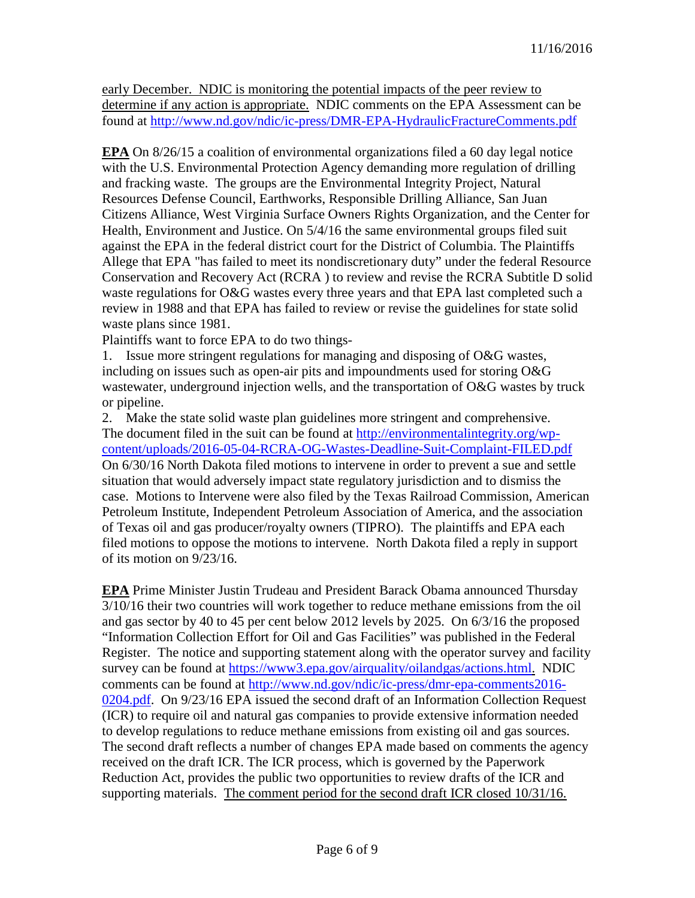early December. NDIC is monitoring the potential impacts of the peer review to determine if any action is appropriate. NDIC comments on the EPA Assessment can be found at http://www.nd.gov/ndic/ic-press/DMR-EPA-HydraulicFractureComments.pdf

**EPA** On 8/26/15 a coalition of environmental organizations filed a 60 day legal notice with the U.S. Environmental Protection Agency demanding more regulation of drilling and fracking waste. The groups are the Environmental Integrity Project, Natural Resources Defense Council, Earthworks, Responsible Drilling Alliance, San Juan Citizens Alliance, West Virginia Surface Owners Rights Organization, and the Center for Health, Environment and Justice. On 5/4/16 the same environmental groups filed suit against the EPA in the federal district court for the District of Columbia. The Plaintiffs Allege that EPA "has failed to meet its nondiscretionary duty" under the federal Resource Conservation and Recovery Act (RCRA ) to review and revise the RCRA Subtitle D solid waste regulations for O&G wastes every three years and that EPA last completed such a review in 1988 and that EPA has failed to review or revise the guidelines for state solid waste plans since 1981.

Plaintiffs want to force EPA to do two things-

1. Issue more stringent regulations for managing and disposing of O&G wastes, including on issues such as open-air pits and impoundments used for storing O&G wastewater, underground injection wells, and the transportation of O&G wastes by truck or pipeline.
2. Make the state solid waste plan guidelines more stringent and comprehensive.

The document filed in the suit can be found at http://environmentalintegrity.org/wp-content/uploads/2016-05-04-RCRA-OG-Wastes-Deadline-Suit-Complaint-FILED.pdf On 6/30/16 North Dakota filed motions to intervene in order to prevent a sue and settle situation that would adversely impact state regulatory jurisdiction and to dismiss the case. Motions to Intervene were also filed by the Texas Railroad Commission, American Petroleum Institute, Independent Petroleum Association of America, and the association of Texas oil and gas producer/royalty owners (TIPRO). The plaintiffs and EPA each filed motions to oppose the motions to intervene. North Dakota filed a reply in support of its motion on 9/23/16.

**EPA** Prime Minister Justin Trudeau and President Barack Obama announced Thursday 3/10/16 their two countries will work together to reduce methane emissions from the oil and gas sector by 40 to 45 per cent below 2012 levels by 2025. On 6/3/16 the proposed "Information Collection Effort for Oil and Gas Facilities" was published in the Federal Register. The notice and supporting statement along with the operator survey and facility survey can be found at https://www3.epa.gov/airquality/oilandgas/actions.html. NDIC comments can be found at http://www.nd.gov/ndic/ic-press/dmr-epa-comments2016-0204.pdf. On 9/23/16 EPA issued the second draft of an Information Collection Request (ICR) to require oil and natural gas companies to provide extensive information needed to develop regulations to reduce methane emissions from existing oil and gas sources. The second draft reflects a number of changes EPA made based on comments the agency received on the draft ICR. The ICR process, which is governed by the Paperwork Reduction Act, provides the public two opportunities to review drafts of the ICR and supporting materials. The comment period for the second draft ICR closed 10/31/16.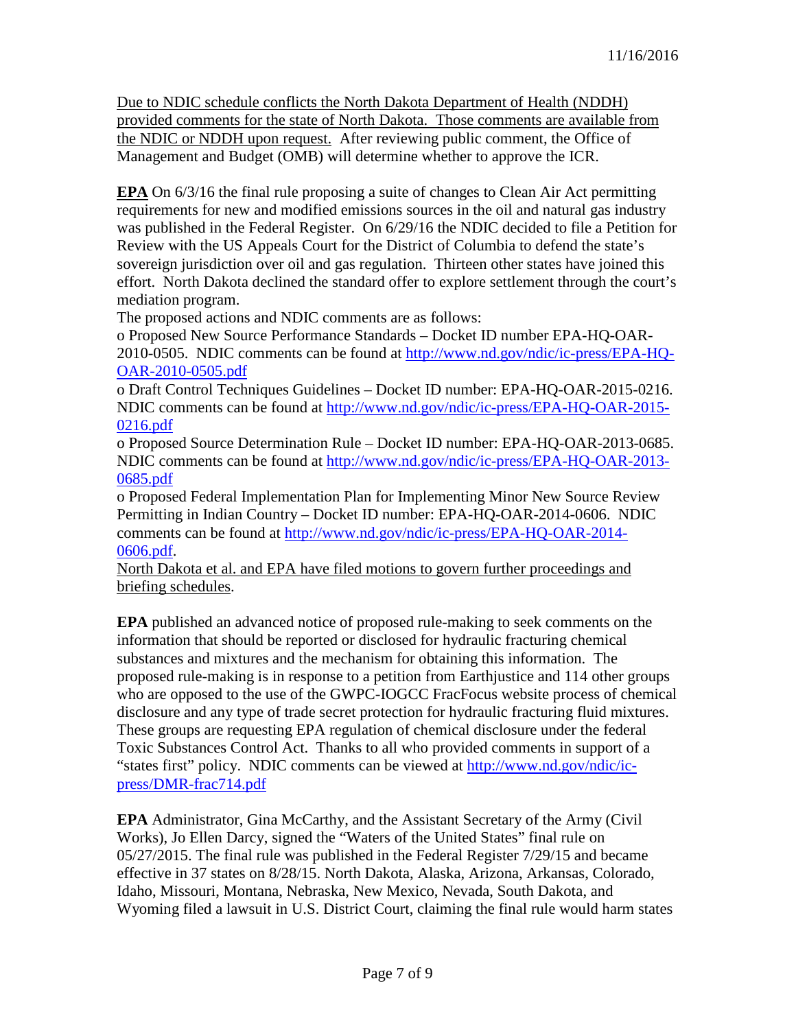<u>Due to NDIC schedule conflicts the North Dakota Department of Health (NDDH) provided comments for the state of North Dakota. Those comments are available from the NDIC or NDDH upon request.</u> After reviewing public comment, the Office of Management and Budget (OMB) will determine whether to approve the ICR.

**<u>EPA</u>** On 6/3/16 the final rule proposing a suite of changes to Clean Air Act permitting requirements for new and modified emissions sources in the oil and natural gas industry was published in the Federal Register. On 6/29/16 the NDIC decided to file a Petition for Review with the US Appeals Court for the District of Columbia to defend the state's sovereign jurisdiction over oil and gas regulation. Thirteen other states have joined this effort. North Dakota declined the standard offer to explore settlement through the court's mediation program.

The proposed actions and NDIC comments are as follows:

o Proposed New Source Performance Standards – Docket ID number EPA-HQ-OAR-2010-0505. NDIC comments can be found at [http://www.nd.gov/ndic/ic-press/EPA-HQ-OAR-2010-0505.pdf](http://www.nd.gov/ndic/ic-press/EPA-HQ-OAR-2010-0505.pdf)

o Draft Control Techniques Guidelines – Docket ID number: EPA-HQ-OAR-2015-0216. NDIC comments can be found at [http://www.nd.gov/ndic/ic-press/EPA-HQ-OAR-2015-0216.pdf](http://www.nd.gov/ndic/ic-press/EPA-HQ-OAR-2015-0216.pdf)

o Proposed Source Determination Rule – Docket ID number: EPA-HQ-OAR-2013-0685. NDIC comments can be found at [http://www.nd.gov/ndic/ic-press/EPA-HQ-OAR-2013-0685.pdf](http://www.nd.gov/ndic/ic-press/EPA-HQ-OAR-2013-0685.pdf)

o Proposed Federal Implementation Plan for Implementing Minor New Source Review Permitting in Indian Country – Docket ID number: EPA-HQ-OAR-2014-0606. NDIC comments can be found at [http://www.nd.gov/ndic/ic-press/EPA-HQ-OAR-2014-0606.pdf](http://www.nd.gov/ndic/ic-press/EPA-HQ-OAR-2014-0606.pdf).

<u>North Dakota et al. and EPA have filed motions to govern further proceedings and briefing schedules</u>.

**EPA** published an advanced notice of proposed rule-making to seek comments on the information that should be reported or disclosed for hydraulic fracturing chemical substances and mixtures and the mechanism for obtaining this information. The proposed rule-making is in response to a petition from Earthjustice and 114 other groups who are opposed to the use of the GWPC-IOGCC FracFocus website process of chemical disclosure and any type of trade secret protection for hydraulic fracturing fluid mixtures. These groups are requesting EPA regulation of chemical disclosure under the federal Toxic Substances Control Act. Thanks to all who provided comments in support of a "states first" policy. NDIC comments can be viewed at [http://www.nd.gov/ndic/ic-press/DMR-frac714.pdf](http://www.nd.gov/ndic/ic-press/DMR-frac714.pdf)

**EPA** Administrator, Gina McCarthy, and the Assistant Secretary of the Army (Civil Works), Jo Ellen Darcy, signed the "Waters of the United States" final rule on 05/27/2015. The final rule was published in the Federal Register 7/29/15 and became effective in 37 states on 8/28/15. North Dakota, Alaska, Arizona, Arkansas, Colorado, Idaho, Missouri, Montana, Nebraska, New Mexico, Nevada, South Dakota, and Wyoming filed a lawsuit in U.S. District Court, claiming the final rule would harm states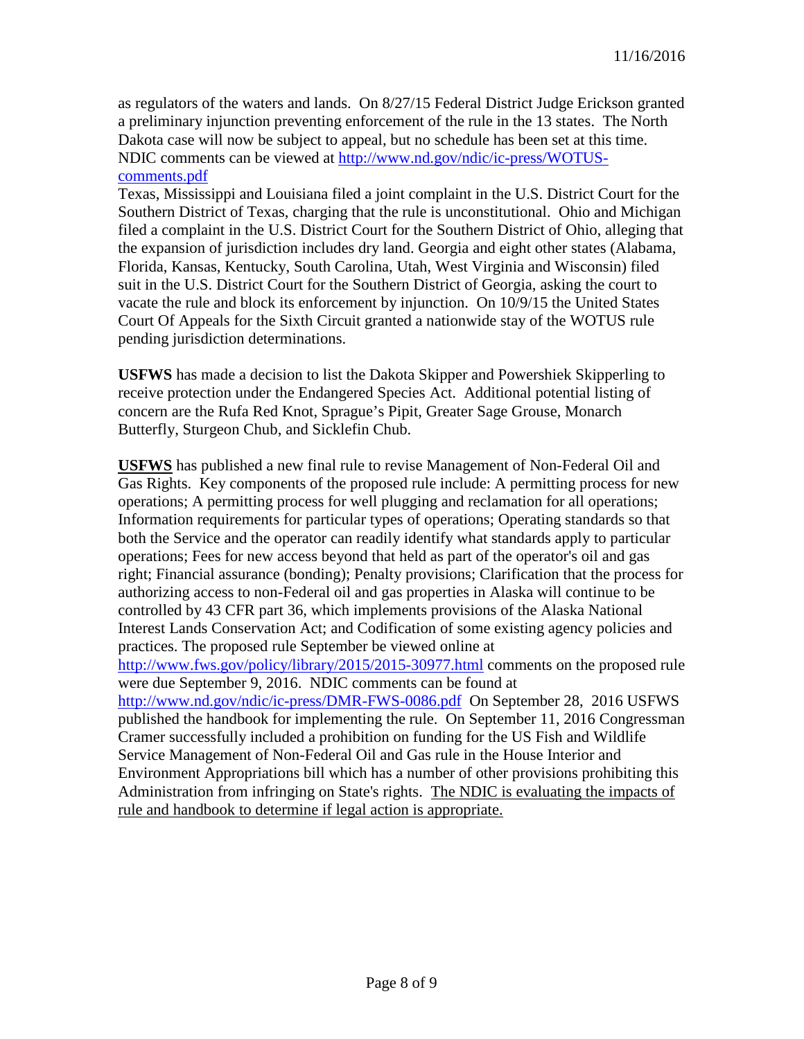as regulators of the waters and lands. On 8/27/15 Federal District Judge Erickson granted a preliminary injunction preventing enforcement of the rule in the 13 states. The North Dakota case will now be subject to appeal, but no schedule has been set at this time. NDIC comments can be viewed at [http://www.nd.gov/ndic/ic-press/WOTUS-comments.pdf](http://www.nd.gov/ndic/ic-press/WOTUS-comments.pdf)

Texas, Mississippi and Louisiana filed a joint complaint in the U.S. District Court for the Southern District of Texas, charging that the rule is unconstitutional. Ohio and Michigan filed a complaint in the U.S. District Court for the Southern District of Ohio, alleging that the expansion of jurisdiction includes dry land. Georgia and eight other states (Alabama, Florida, Kansas, Kentucky, South Carolina, Utah, West Virginia and Wisconsin) filed suit in the U.S. District Court for the Southern District of Georgia, asking the court to vacate the rule and block its enforcement by injunction. On 10/9/15 the United States Court Of Appeals for the Sixth Circuit granted a nationwide stay of the WOTUS rule pending jurisdiction determinations.

**USFWS** has made a decision to list the Dakota Skipper and Powershiek Skipperling to receive protection under the Endangered Species Act. Additional potential listing of concern are the Rufa Red Knot, Sprague's Pipit, Greater Sage Grouse, Monarch Butterfly, Sturgeon Chub, and Sicklefin Chub.

**USFWS** has published a new final rule to revise Management of Non-Federal Oil and Gas Rights. Key components of the proposed rule include: A permitting process for new operations; A permitting process for well plugging and reclamation for all operations; Information requirements for particular types of operations; Operating standards so that both the Service and the operator can readily identify what standards apply to particular operations; Fees for new access beyond that held as part of the operator's oil and gas right; Financial assurance (bonding); Penalty provisions; Clarification that the process for authorizing access to non-Federal oil and gas properties in Alaska will continue to be controlled by 43 CFR part 36, which implements provisions of the Alaska National Interest Lands Conservation Act; and Codification of some existing agency policies and practices. The proposed rule September be viewed online at [http://www.fws.gov/policy/library/2015/2015-30977.html](http://www.fws.gov/policy/library/2015/2015-30977.html) comments on the proposed rule were due September 9, 2016. NDIC comments can be found at [http://www.nd.gov/ndic/ic-press/DMR-FWS-0086.pdf](http://www.nd.gov/ndic/ic-press/DMR-FWS-0086.pdf) On September 28, 2016 USFWS published the handbook for implementing the rule. On September 11, 2016 Congressman Cramer successfully included a prohibition on funding for the US Fish and Wildlife Service Management of Non-Federal Oil and Gas rule in the House Interior and Environment Appropriations bill which has a number of other provisions prohibiting this Administration from infringing on State's rights. <u>The NDIC is evaluating the impacts of rule and handbook to determine if legal action is appropriate.</u>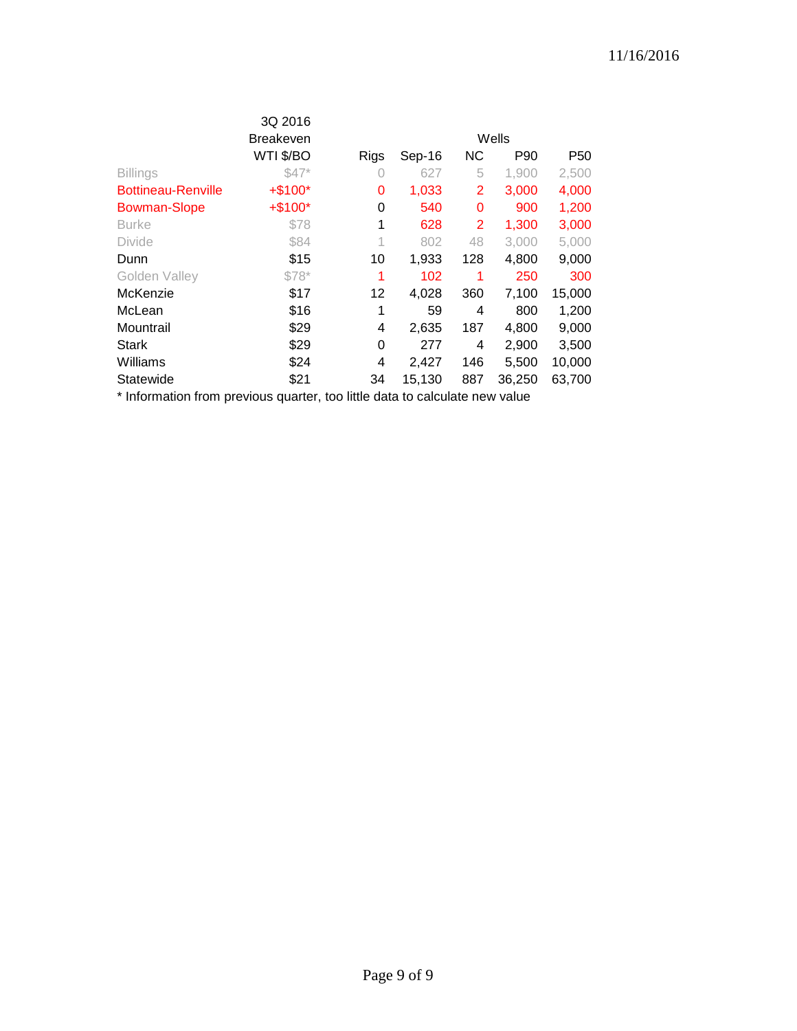11/16/2016

| | 3Q 2016 Breakeven WTI $/BO | Rigs | Sep-16 | Wells NC | P90 | P50 |
|---|---|---|---|---|---|---|
| Billings | $47* | 0 | 627 | 5 | 1,900 | 2,500 |
| Bottineau-Renville | +$100* | 0 | 1,033 | 2 | 3,000 | 4,000 |
| Bowman-Slope | +$100* | 0 | 540 | 0 | 900 | 1,200 |
| Burke | $78 | 1 | 628 | 2 | 1,300 | 3,000 |
| Divide | $84 | 1 | 802 | 48 | 3,000 | 5,000 |
| Dunn | $15 | 10 | 1,933 | 128 | 4,800 | 9,000 |
| Golden Valley | $78* | 1 | 102 | 1 | 250 | 300 |
| McKenzie | $17 | 12 | 4,028 | 360 | 7,100 | 15,000 |
| McLean | $16 | 1 | 59 | 4 | 800 | 1,200 |
| Mountrail | $29 | 4 | 2,635 | 187 | 4,800 | 9,000 |
| Stark | $29 | 0 | 277 | 4 | 2,900 | 3,500 |
| Williams | $24 | 4 | 2,427 | 146 | 5,500 | 10,000 |
| Statewide | $21 | 34 | 15,130 | 887 | 36,250 | 63,700 |

* Information from previous quarter, too little data to calculate new value